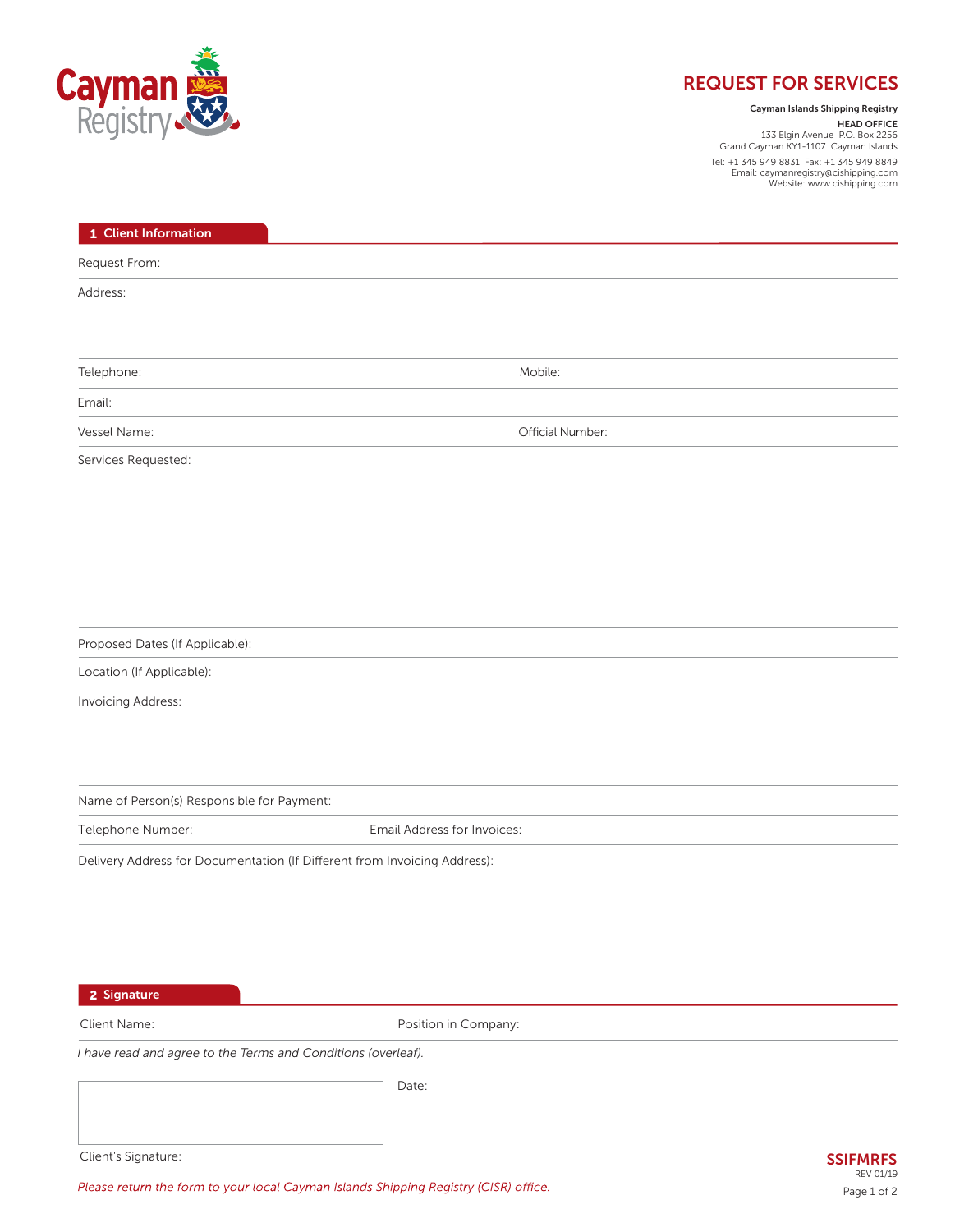Cayman Registry

# REQUEST FOR SERVICES

**Cayman Islands Shipping Registry**

**HEAD OFFICE**
133 Elgin Avenue P.O. Box 2256
Grand Cayman KY1-1107 Cayman Islands

Tel: +1 345 949 8831 Fax: +1 345 949 8849
Email: caymanregistry@cishipping.com
Website: www.cishipping.com

## 1 Client Information

Request From:

Address:

Telephone: Mobile:

Email:

Vessel Name: Official Number:

Services Requested:

Proposed Dates (If Applicable):

Location (If Applicable):

Invoicing Address:

Name of Person(s) Responsible for Payment:

Telephone Number: Email Address for Invoices:

Delivery Address for Documentation (If Different from Invoicing Address):

## 2 Signature

Client Name: Position in Company:

*I have read and agree to the Terms and Conditions (overleaf).*

Date:

Client's Signature:

*Please return the form to your local Cayman Islands Shipping Registry (CISR) office.*

**SSIFMRFS**
REV 01/19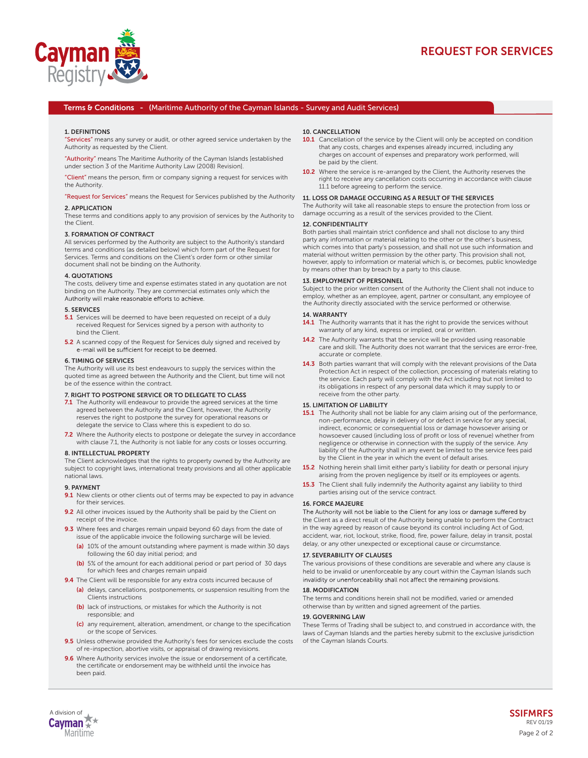# REQUEST FOR SERVICES

## Terms & Conditions - (Maritime Authority of the Cayman Islands - Survey and Audit Services)

### 1. DEFINITIONS

"Services" means any survey or audit, or other agreed service undertaken by the Authority as requested by the Client.

"Authority" means The Maritime Authority of the Cayman Islands [established under section 3 of the Maritime Authority Law (2008) Revision].

"Client" means the person, firm or company signing a request for services with the Authority.

"Request for Services" means the Request for Services published by the Authority

### 2. APPLICATION

These terms and conditions apply to any provision of services by the Authority to the Client.

### 3. FORMATION OF CONTRACT

All services performed by the Authority are subject to the Authority's standard terms and conditions (as detailed below) which form part of the Request for Services. Terms and conditions on the Client's order form or other similar document shall not be binding on the Authority.

### 4. QUOTATIONS

The costs, delivery time and expense estimates stated in any quotation are not binding on the Authority. They are commercial estimates only which the Authority will make reasonable efforts to achieve.

### 5. SERVICES

**5.1** Services will be deemed to have been requested on receipt of a duly received Request for Services signed by a person with authority to bind the Client.

**5.2** A scanned copy of the Request for Services duly signed and received by e-mail will be sufficient for receipt to be deemed.

### 6. TIMING OF SERVICES

The Authority will use its best endeavours to supply the services within the quoted time as agreed between the Authority and the Client, but time will not be of the essence within the contract.

### 7. RIGHT TO POSTPONE SERVICE OR TO DELEGATE TO CLASS

**7.1** The Authority will endeavour to provide the agreed services at the time agreed between the Authority and the Client, however, the Authority reserves the right to postpone the survey for operational reasons or delegate the service to Class where this is expedient to do so.

**7.2** Where the Authority elects to postpone or delegate the survey in accordance with clause 7.1, the Authority is not liable for any costs or losses occurring.

### 8. INTELLECTUAL PROPERTY

The Client acknowledges that the rights to property owned by the Authority are subject to copyright laws, international treaty provisions and all other applicable national laws.

### 9. PAYMENT

**9.1** New clients or other clients out of terms may be expected to pay in advance for their services.

**9.2** All other invoices issued by the Authority shall be paid by the Client on receipt of the invoice.

**9.3** Where fees and charges remain unpaid beyond 60 days from the date of issue of the applicable invoice the following surcharge will be levied.

- **(a)** 10% of the amount outstanding where payment is made within 30 days following the 60 day initial period; and
- **(b)** 5% of the amount for each additional period or part period of 30 days for which fees and charges remain unpaid

**9.4** The Client will be responsible for any extra costs incurred because of

- **(a)** delays, cancellations, postponements, or suspension resulting from the Clients instructions
- **(b)** lack of instructions, or mistakes for which the Authority is not responsible; and
- **(c)** any requirement, alteration, amendment, or change to the specification or the scope of Services.

**9.5** Unless otherwise provided the Authority's fees for services exclude the costs of re-inspection, abortive visits, or appraisal of drawing revisions.

**9.6** Where Authority services involve the issue or endorsement of a certificate, the certificate or endorsement may be withheld until the invoice has been paid.

### 10. CANCELLATION

**10.1** Cancellation of the service by the Client will only be accepted on condition that any costs, charges and expenses already incurred, including any charges on account of expenses and preparatory work performed, will be paid by the client.

**10.2** Where the service is re-arranged by the Client, the Authority reserves the right to receive any cancellation costs occurring in accordance with clause 11.1 before agreeing to perform the service.

### 11. LOSS OR DAMAGE OCCURING AS A RESULT OF THE SERVICES

The Authority will take all reasonable steps to ensure the protection from loss or damage occurring as a result of the services provided to the Client.

### 12. CONFIDENTIALITY

Both parties shall maintain strict confidence and shall not disclose to any third party any information or material relating to the other or the other's business, which comes into that party's possession, and shall not use such information and material without written permission by the other party. This provision shall not, however, apply to information or material which is, or becomes, public knowledge by means other than by breach by a party to this clause.

### 13. EMPLOYMENT OF PERSONNEL

Subject to the prior written consent of the Authority the Client shall not induce to employ, whether as an employee, agent, partner or consultant, any employee of the Authority directly associated with the service performed or otherwise.

### 14. WARRANTY

**14.1** The Authority warrants that it has the right to provide the services without warranty of any kind, express or implied, oral or written.

**14.2** The Authority warrants that the service will be provided using reasonable care and skill. The Authority does not warrant that the services are error-free, accurate or complete.

**14.3** Both parties warrant that will comply with the relevant provisions of the Data Protection Act in respect of the collection, processing of materials relating to the service. Each party will comply with the Act including but not limited to its obligations in respect of any personal data which it may supply to or receive from the other party.

### 15. LIMITATION OF LIABILITY

**15.1** The Authority shall not be liable for any claim arising out of the performance, non-performance, delay in delivery of or defect in service for any special, indirect, economic or consequential loss or damage howsoever arising or howsoever caused (including loss of profit or loss of revenue) whether from negligence or otherwise in connection with the supply of the service. Any liability of the Authority shall in any event be limited to the service fees paid by the Client in the year in which the event of default arises.

**15.2** Nothing herein shall limit either party's liability for death or personal injury arising from the proven negligence by itself or its employees or agents.

**15.3** The Client shall fully indemnify the Authority against any liability to third parties arising out of the service contract.

### 16. FORCE MAJEURE

The Authority will not be liable to the Client for any loss or damage suffered by the Client as a direct result of the Authority being unable to perform the Contract in the way agreed by reason of cause beyond its control including Act of God, accident, war, riot, lockout, strike, flood, fire, power failure, delay in transit, postal delay, or any other unexpected or exceptional cause or circumstance.

### 17. SEVERABILITY OF CLAUSES

The various provisions of these conditions are severable and where any clause is held to be invalid or unenforceable by any court within the Cayman Islands such invalidity or unenforceability shall not affect the remaining provisions.

### 18. MODIFICATION

The terms and conditions herein shall not be modified, varied or amended otherwise than by written and signed agreement of the parties.

### 19. GOVERNING LAW

These Terms of Trading shall be subject to, and construed in accordance with, the laws of Cayman Islands and the parties hereby submit to the exclusive jurisdiction of the Cayman Islands Courts.

A division of Cayman Maritime

SSIFMRFS
REV 01/19